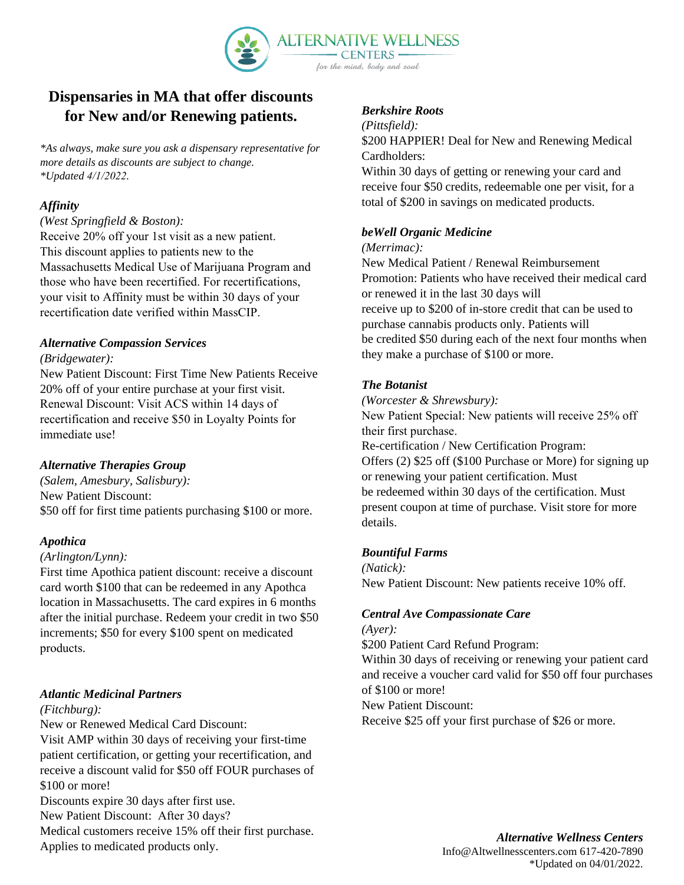# Dispensaries in MA that offer discounts for New and/or Renewing patients.

*\*As always, make sure you ask a dispensary representative for more details as discounts are subject to change.*
*\*Updated 4/1/2022.*

***Affinity***

*(West Springfield & Boston):*

Receive 20% off your 1st visit as a new patient. This discount applies to patients new to the Massachusetts Medical Use of Marijuana Program and those who have been recertified. For recertifications, your visit to Affinity must be within 30 days of your recertification date verified within MassCIP.

***Alternative Compassion Services***

*(Bridgewater):*

New Patient Discount: First Time New Patients Receive 20% off of your entire purchase at your first visit.
Renewal Discount: Visit ACS within 14 days of recertification and receive $50 in Loyalty Points for immediate use!

***Alternative Therapies Group***

*(Salem, Amesbury, Salisbury):*

New Patient Discount:
$50 off for first time patients purchasing $100 or more.

***Apothica***

*(Arlington/Lynn):*

First time Apothica patient discount: receive a discount card worth $100 that can be redeemed in any Apothca location in Massachusetts. The card expires in 6 months after the initial purchase. Redeem your credit in two $50 increments; $50 for every $100 spent on medicated products.

***Atlantic Medicinal Partners***

*(Fitchburg):*

New or Renewed Medical Card Discount:
Visit AMP within 30 days of receiving your first-time patient certification, or getting your recertification, and receive a discount valid for $50 off FOUR purchases of $100 or more!
Discounts expire 30 days after first use.
New Patient Discount: After 30 days?
Medical customers receive 15% off their first purchase. Applies to medicated products only.

***Berkshire Roots***

*(Pittsfield):*

$200 HAPPIER! Deal for New and Renewing Medical Cardholders:
Within 30 days of getting or renewing your card and receive four $50 credits, redeemable one per visit, for a total of $200 in savings on medicated products.

***beWell Organic Medicine***

*(Merrimac):*

New Medical Patient / Renewal Reimbursement Promotion: Patients who have received their medical card or renewed it in the last 30 days will receive up to $200 of in-store credit that can be used to purchase cannabis products only. Patients will be credited $50 during each of the next four months when they make a purchase of $100 or more.

***The Botanist***

*(Worcester & Shrewsbury):*

New Patient Special: New patients will receive 25% off their first purchase.
Re-certification / New Certification Program:
Offers (2) $25 off ($100 Purchase or More) for signing up or renewing your patient certification. Must be redeemed within 30 days of the certification. Must present coupon at time of purchase. Visit store for more details.

***Bountiful Farms***

*(Natick):*

New Patient Discount: New patients receive 10% off.

***Central Ave Compassionate Care***

*(Ayer):*

$200 Patient Card Refund Program:
Within 30 days of receiving or renewing your patient card and receive a voucher card valid for $50 off four purchases of $100 or more!
New Patient Discount:
Receive $25 off your first purchase of $26 or more.

***Alternative Wellness Centers***
Info@Altwellnesscenters.com 617-420-7890
\*Updated on 04/01/2022.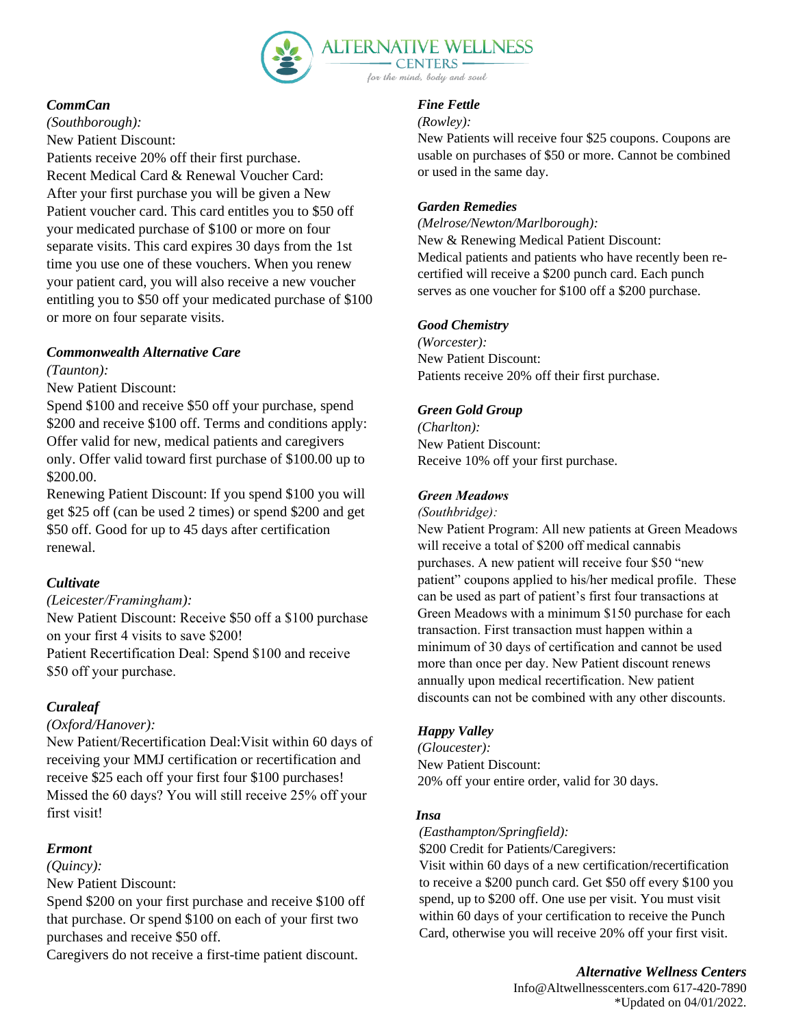***CommCan***

*(Southborough):*

New Patient Discount:

Patients receive 20% off their first purchase.

Recent Medical Card & Renewal Voucher Card:

After your first purchase you will be given a New Patient voucher card. This card entitles you to $50 off your medicated purchase of $100 or more on four separate visits. This card expires 30 days from the 1st time you use one of these vouchers. When you renew your patient card, you will also receive a new voucher entitling you to $50 off your medicated purchase of $100 or more on four separate visits.

***Commonwealth Alternative Care***

*(Taunton):*

New Patient Discount:

Spend $100 and receive $50 off your purchase, spend $200 and receive $100 off. Terms and conditions apply: Offer valid for new, medical patients and caregivers only. Offer valid toward first purchase of $100.00 up to $200.00.

Renewing Patient Discount: If you spend $100 you will get $25 off (can be used 2 times) or spend $200 and get $50 off. Good for up to 45 days after certification renewal.

***Cultivate***

*(Leicester/Framingham):*

New Patient Discount: Receive $50 off a $100 purchase on your first 4 visits to save $200!

Patient Recertification Deal: Spend $100 and receive $50 off your purchase.

***Curaleaf***

*(Oxford/Hanover):*

New Patient/Recertification Deal:Visit within 60 days of receiving your MMJ certification or recertification and receive $25 each off your first four $100 purchases! Missed the 60 days? You will still receive 25% off your first visit!

***Ermont***

*(Quincy):*

New Patient Discount:

Spend $200 on your first purchase and receive $100 off that purchase. Or spend $100 on each of your first two purchases and receive $50 off.

Caregivers do not receive a first-time patient discount.

***Fine Fettle***

*(Rowley):*

New Patients will receive four $25 coupons. Coupons are usable on purchases of $50 or more. Cannot be combined or used in the same day.

***Garden Remedies***

*(Melrose/Newton/Marlborough):*

New & Renewing Medical Patient Discount:

Medical patients and patients who have recently been re-certified will receive a $200 punch card. Each punch serves as one voucher for $100 off a $200 purchase.

***Good Chemistry***

*(Worcester):*

New Patient Discount:

Patients receive 20% off their first purchase.

***Green Gold Group***

*(Charlton):*

New Patient Discount:

Receive 10% off your first purchase.

***Green Meadows***

*(Southbridge):*

New Patient Program: All new patients at Green Meadows will receive a total of $200 off medical cannabis purchases. A new patient will receive four $50 "new patient" coupons applied to his/her medical profile. These can be used as part of patient's first four transactions at Green Meadows with a minimum $150 purchase for each transaction. First transaction must happen within a minimum of 30 days of certification and cannot be used more than once per day. New Patient discount renews annually upon medical recertification. New patient discounts can not be combined with any other discounts.

***Happy Valley***

*(Gloucester):*

New Patient Discount:

20% off your entire order, valid for 30 days.

***Insa***

*(Easthampton/Springfield):*

$200 Credit for Patients/Caregivers:

Visit within 60 days of a new certification/recertification to receive a $200 punch card. Get $50 off every $100 you spend, up to $200 off. One use per visit. You must visit within 60 days of your certification to receive the Punch Card, otherwise you will receive 20% off your first visit.

***Alternative Wellness Centers***

Info@Altwellnesscenters.com 617-420-7890

*Updated on 04/01/2022.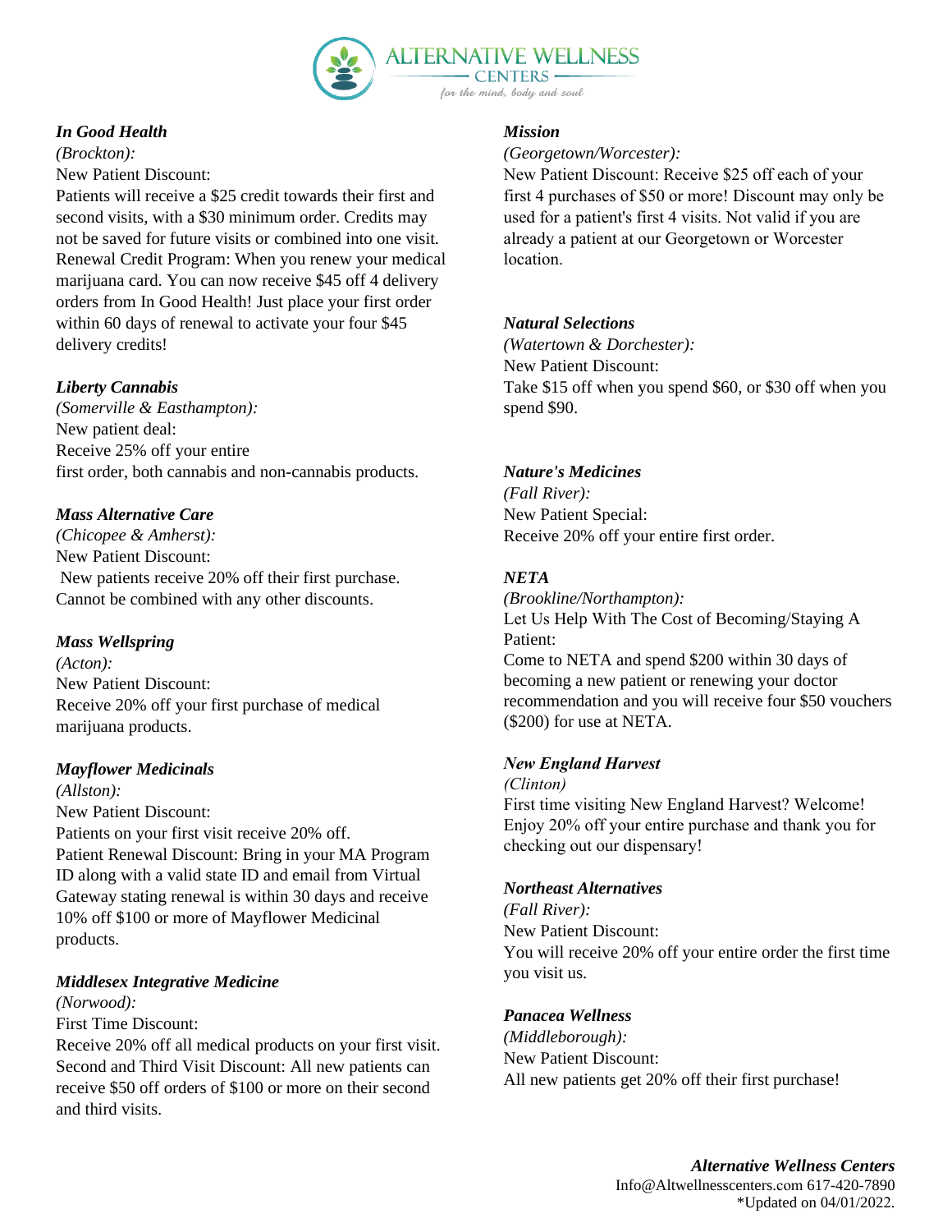***In Good Health***
*(Brockton):*
New Patient Discount:
Patients will receive a $25 credit towards their first and second visits, with a $30 minimum order. Credits may not be saved for future visits or combined into one visit.
Renewal Credit Program: When you renew your medical marijuana card. You can now receive $45 off 4 delivery orders from In Good Health! Just place your first order within 60 days of renewal to activate your four $45 delivery credits!

***Liberty Cannabis***
*(Somerville & Easthampton):*
New patient deal:
Receive 25% off your entire first order, both cannabis and non-cannabis products.

***Mass Alternative Care***
*(Chicopee & Amherst):*
New Patient Discount:
New patients receive 20% off their first purchase. Cannot be combined with any other discounts.

***Mass Wellspring***
*(Acton):*
New Patient Discount:
Receive 20% off your first purchase of medical marijuana products.

***Mayflower Medicinals***
*(Allston):*
New Patient Discount:
Patients on your first visit receive 20% off.
Patient Renewal Discount: Bring in your MA Program ID along with a valid state ID and email from Virtual Gateway stating renewal is within 30 days and receive 10% off $100 or more of Mayflower Medicinal products.

***Middlesex Integrative Medicine***
*(Norwood):*
First Time Discount:
Receive 20% off all medical products on your first visit.
Second and Third Visit Discount: All new patients can receive $50 off orders of $100 or more on their second and third visits.

***Mission***
*(Georgetown/Worcester):*
New Patient Discount: Receive $25 off each of your first 4 purchases of $50 or more! Discount may only be used for a patient's first 4 visits. Not valid if you are already a patient at our Georgetown or Worcester location.

***Natural Selections***
*(Watertown & Dorchester):*
New Patient Discount:
Take $15 off when you spend $60, or $30 off when you spend $90.

***Nature's Medicines***
*(Fall River):*
New Patient Special:
Receive 20% off your entire first order.

***NETA***
*(Brookline/Northampton):*
Let Us Help With The Cost of Becoming/Staying A Patient:
Come to NETA and spend $200 within 30 days of becoming a new patient or renewing your doctor recommendation and you will receive four $50 vouchers ($200) for use at NETA.

***New England Harvest***
*(Clinton)*
First time visiting New England Harvest? Welcome! Enjoy 20% off your entire purchase and thank you for checking out our dispensary!

***Northeast Alternatives***
*(Fall River):*
New Patient Discount:
You will receive 20% off your entire order the first time you visit us.

***Panacea Wellness***
*(Middleborough):*
New Patient Discount:
All new patients get 20% off their first purchase!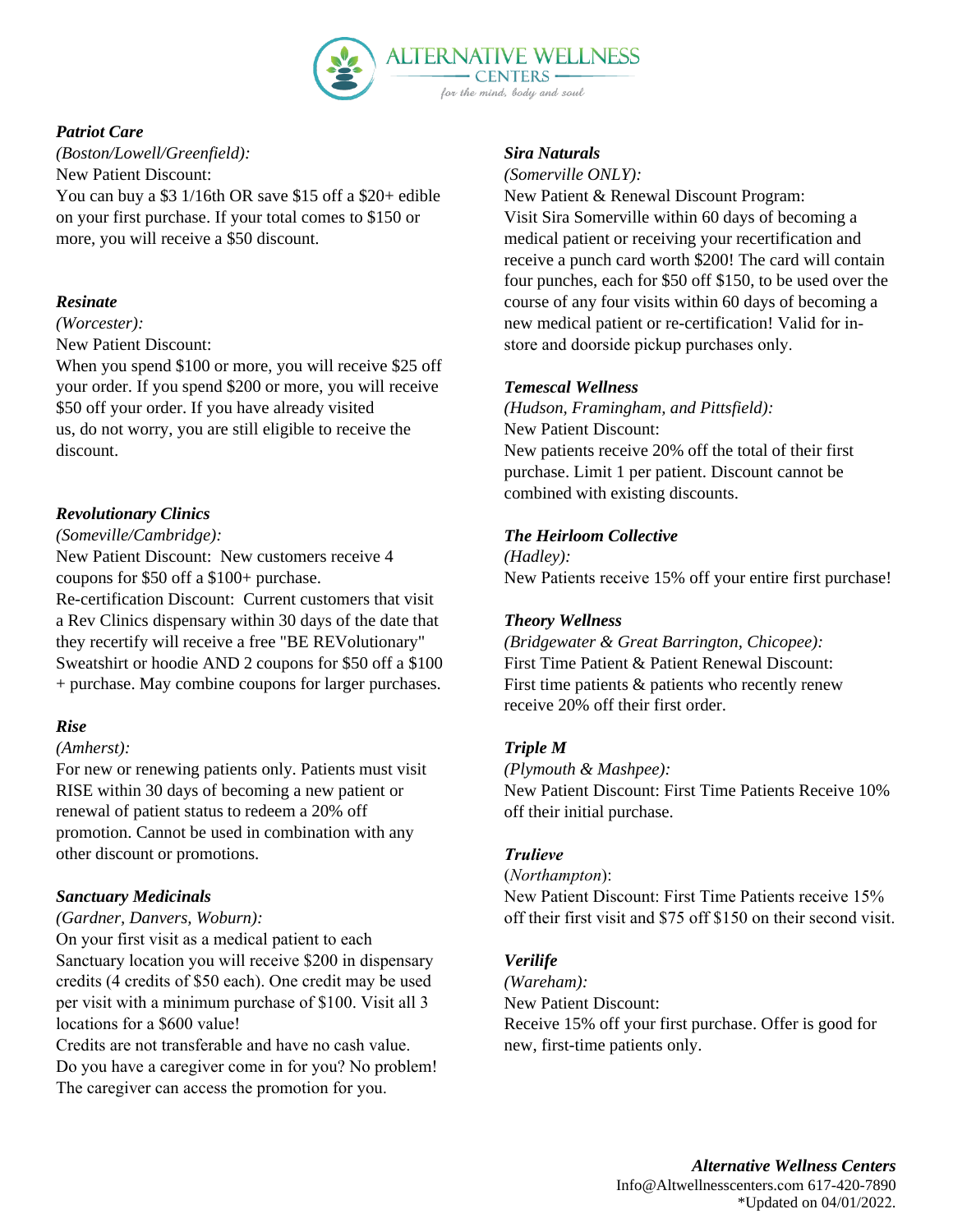***Patriot Care***

*(Boston/Lowell/Greenfield):*

New Patient Discount:

You can buy a $3 1/16th OR save $15 off a $20+ edible on your first purchase. If your total comes to $150 or more, you will receive a $50 discount.

***Resinate***

*(Worcester):*

New Patient Discount:

When you spend $100 or more, you will receive $25 off your order. If you spend $200 or more, you will receive $50 off your order. If you have already visited us, do not worry, you are still eligible to receive the discount.

***Revolutionary Clinics***

*(Someville/Cambridge):*

New Patient Discount: New customers receive 4 coupons for $50 off a $100+ purchase.

Re-certification Discount: Current customers that visit a Rev Clinics dispensary within 30 days of the date that they recertify will receive a free "BE REVolutionary" Sweatshirt or hoodie AND 2 coupons for $50 off a $100 + purchase. May combine coupons for larger purchases.

***Rise***

*(Amherst):*

For new or renewing patients only. Patients must visit RISE within 30 days of becoming a new patient or renewal of patient status to redeem a 20% off promotion. Cannot be used in combination with any other discount or promotions.

***Sanctuary Medicinals***

*(Gardner, Danvers, Woburn):*

On your first visit as a medical patient to each Sanctuary location you will receive $200 in dispensary credits (4 credits of $50 each). One credit may be used per visit with a minimum purchase of $100. Visit all 3 locations for a $600 value!

Credits are not transferable and have no cash value. Do you have a caregiver come in for you? No problem! The caregiver can access the promotion for you.

***Sira Naturals***

*(Somerville ONLY):*

New Patient & Renewal Discount Program:

Visit Sira Somerville within 60 days of becoming a medical patient or receiving your recertification and receive a punch card worth $200! The card will contain four punches, each for $50 off $150, to be used over the course of any four visits within 60 days of becoming a new medical patient or re-certification! Valid for in-store and doorside pickup purchases only.

***Temescal Wellness***

*(Hudson, Framingham, and Pittsfield):*

New Patient Discount:

New patients receive 20% off the total of their first purchase. Limit 1 per patient. Discount cannot be combined with existing discounts.

***The Heirloom Collective***

*(Hadley):*

New Patients receive 15% off your entire first purchase!

***Theory Wellness***

*(Bridgewater & Great Barrington, Chicopee):*

First Time Patient & Patient Renewal Discount:

First time patients & patients who recently renew receive 20% off their first order.

***Triple M***

*(Plymouth & Mashpee):*

New Patient Discount: First Time Patients Receive 10% off their initial purchase.

***Trulieve***

(*Northampton*):

New Patient Discount: First Time Patients receive 15% off their first visit and $75 off $150 on their second visit.

***Verilife***

*(Wareham):*

New Patient Discount:

Receive 15% off your first purchase. Offer is good for new, first-time patients only.

***Alternative Wellness Centers***

Info@Altwellnesscenters.com 617-420-7890

*Updated on 04/01/2022.